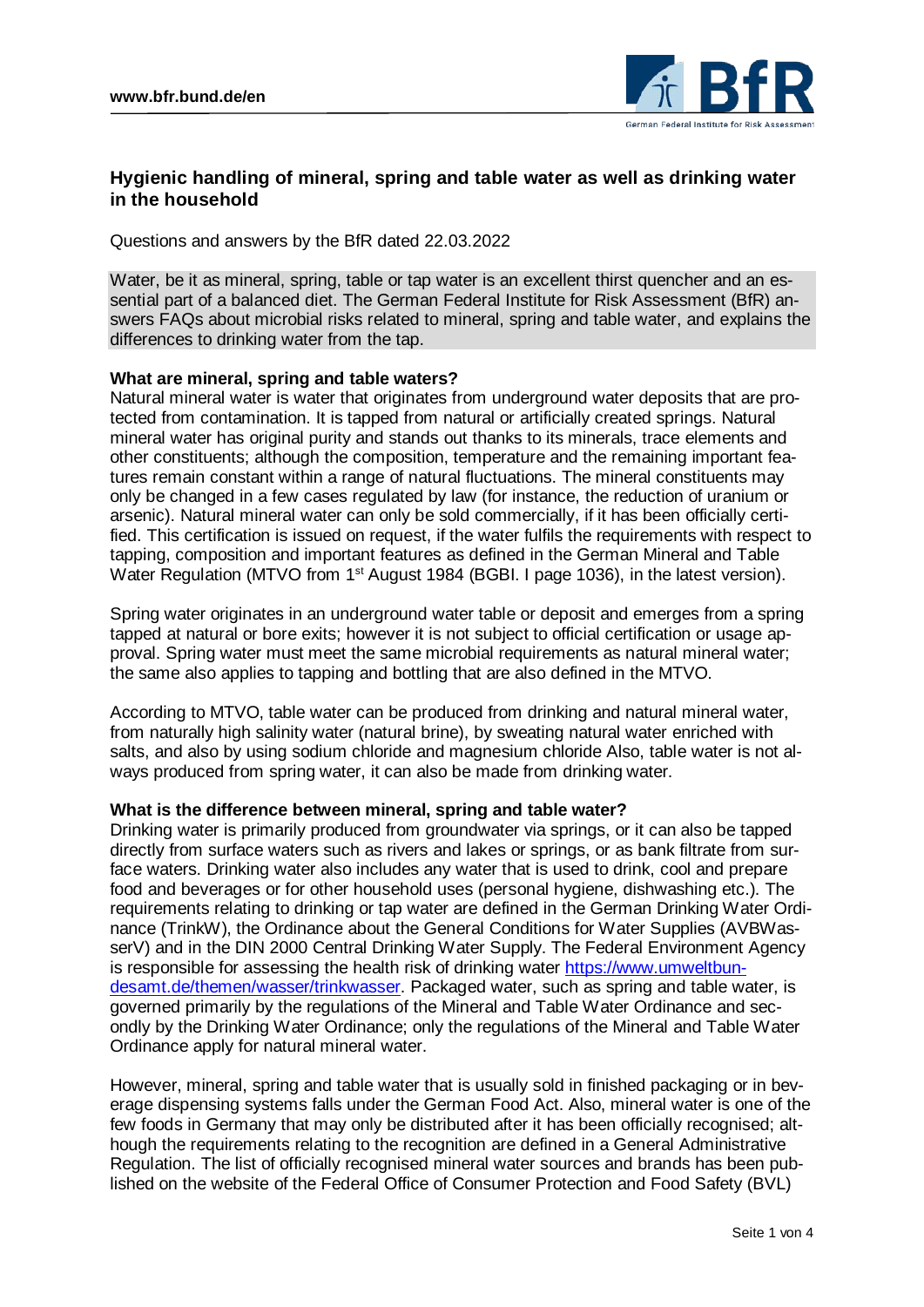# Hygienic handling of mineral, spring and table water as well as drinking water in the household

Questions and answers by the BfR dated 22.03.2022

Water, be it as mineral, spring, table or tap water is an excellent thirst quencher and an essential part of a balanced diet. The German Federal Institute for Risk Assessment (BfR) answers FAQs about microbial risks related to mineral, spring and table water, and explains the differences to drinking water from the tap.

### What are mineral, spring and table waters?

Natural mineral water is water that originates from underground water deposits that are protected from contamination. It is tapped from natural or artificially created springs. Natural mineral water has original purity and stands out thanks to its minerals, trace elements and other constituents; although the composition, temperature and the remaining important features remain constant within a range of natural fluctuations. The mineral constituents may only be changed in a few cases regulated by law (for instance, the reduction of uranium or arsenic). Natural mineral water can only be sold commercially, if it has been officially certified. This certification is issued on request, if the water fulfils the requirements with respect to tapping, composition and important features as defined in the German Mineral and Table Water Regulation (MTVO from 1st August 1984 (BGBl. I page 1036), in the latest version).

Spring water originates in an underground water table or deposit and emerges from a spring tapped at natural or bore exits; however it is not subject to official certification or usage approval. Spring water must meet the same microbial requirements as natural mineral water; the same also applies to tapping and bottling that are also defined in the MTVO.

According to MTVO, table water can be produced from drinking and natural mineral water, from naturally high salinity water (natural brine), by sweating natural water enriched with salts, and also by using sodium chloride and magnesium chloride Also, table water is not always produced from spring water, it can also be made from drinking water.

### What is the difference between mineral, spring and table water?

Drinking water is primarily produced from groundwater via springs, or it can also be tapped directly from surface waters such as rivers and lakes or springs, or as bank filtrate from surface waters. Drinking water also includes any water that is used to drink, cool and prepare food and beverages or for other household uses (personal hygiene, dishwashing etc.). The requirements relating to drinking or tap water are defined in the German Drinking Water Ordinance (TrinkW), the Ordinance about the General Conditions for Water Supplies (AVBWasserV) and in the DIN 2000 Central Drinking Water Supply. The Federal Environment Agency is responsible for assessing the health risk of drinking water https://www.umweltbundesamt.de/themen/wasser/trinkwasser. Packaged water, such as spring and table water, is governed primarily by the regulations of the Mineral and Table Water Ordinance and secondly by the Drinking Water Ordinance; only the regulations of the Mineral and Table Water Ordinance apply for natural mineral water.

However, mineral, spring and table water that is usually sold in finished packaging or in beverage dispensing systems falls under the German Food Act. Also, mineral water is one of the few foods in Germany that may only be distributed after it has been officially recognised; although the requirements relating to the recognition are defined in a General Administrative Regulation. The list of officially recognised mineral water sources and brands has been published on the website of the Federal Office of Consumer Protection and Food Safety (BVL)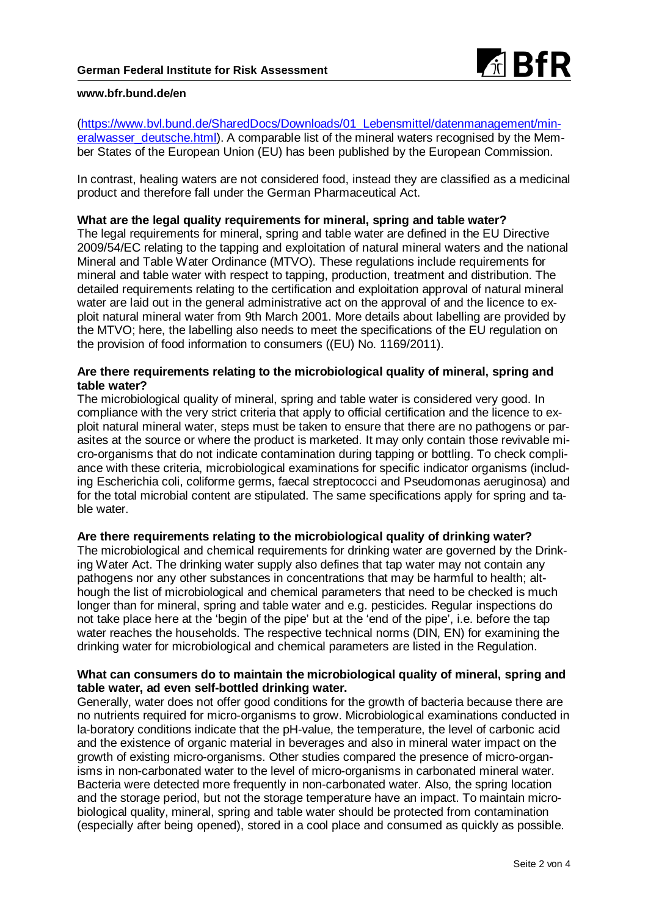(https://www.bvl.bund.de/SharedDocs/Downloads/01_Lebensmittel/datenmanagement/mineralwasser_deutsche.html). A comparable list of the mineral waters recognised by the Member States of the European Union (EU) has been published by the European Commission.

In contrast, healing waters are not considered food, instead they are classified as a medicinal product and therefore fall under the German Pharmaceutical Act.

**What are the legal quality requirements for mineral, spring and table water?**

The legal requirements for mineral, spring and table water are defined in the EU Directive 2009/54/EC relating to the tapping and exploitation of natural mineral waters and the national Mineral and Table Water Ordinance (MTVO). These regulations include requirements for mineral and table water with respect to tapping, production, treatment and distribution. The detailed requirements relating to the certification and exploitation approval of natural mineral water are laid out in the general administrative act on the approval of and the licence to exploit natural mineral water from 9th March 2001. More details about labelling are provided by the MTVO; here, the labelling also needs to meet the specifications of the EU regulation on the provision of food information to consumers ((EU) No. 1169/2011).

**Are there requirements relating to the microbiological quality of mineral, spring and table water?**

The microbiological quality of mineral, spring and table water is considered very good. In compliance with the very strict criteria that apply to official certification and the licence to exploit natural mineral water, steps must be taken to ensure that there are no pathogens or parasites at the source or where the product is marketed. It may only contain those revivable micro-organisms that do not indicate contamination during tapping or bottling. To check compliance with these criteria, microbiological examinations for specific indicator organisms (including Escherichia coli, coliforme germs, faecal streptococci and Pseudomonas aeruginosa) and for the total microbial content are stipulated. The same specifications apply for spring and table water.

**Are there requirements relating to the microbiological quality of drinking water?**

The microbiological and chemical requirements for drinking water are governed by the Drinking Water Act. The drinking water supply also defines that tap water may not contain any pathogens nor any other substances in concentrations that may be harmful to health; although the list of microbiological and chemical parameters that need to be checked is much longer than for mineral, spring and table water and e.g. pesticides. Regular inspections do not take place here at the 'begin of the pipe' but at the 'end of the pipe', i.e. before the tap water reaches the households. The respective technical norms (DIN, EN) for examining the drinking water for microbiological and chemical parameters are listed in the Regulation.

**What can consumers do to maintain the microbiological quality of mineral, spring and table water, ad even self-bottled drinking water.**

Generally, water does not offer good conditions for the growth of bacteria because there are no nutrients required for micro-organisms to grow. Microbiological examinations conducted in la-boratory conditions indicate that the pH-value, the temperature, the level of carbonic acid and the existence of organic material in beverages and also in mineral water impact on the growth of existing micro-organisms. Other studies compared the presence of micro-organisms in non-carbonated water to the level of micro-organisms in carbonated mineral water. Bacteria were detected more frequently in non-carbonated water. Also, the spring location and the storage period, but not the storage temperature have an impact. To maintain microbiological quality, mineral, spring and table water should be protected from contamination (especially after being opened), stored in a cool place and consumed as quickly as possible.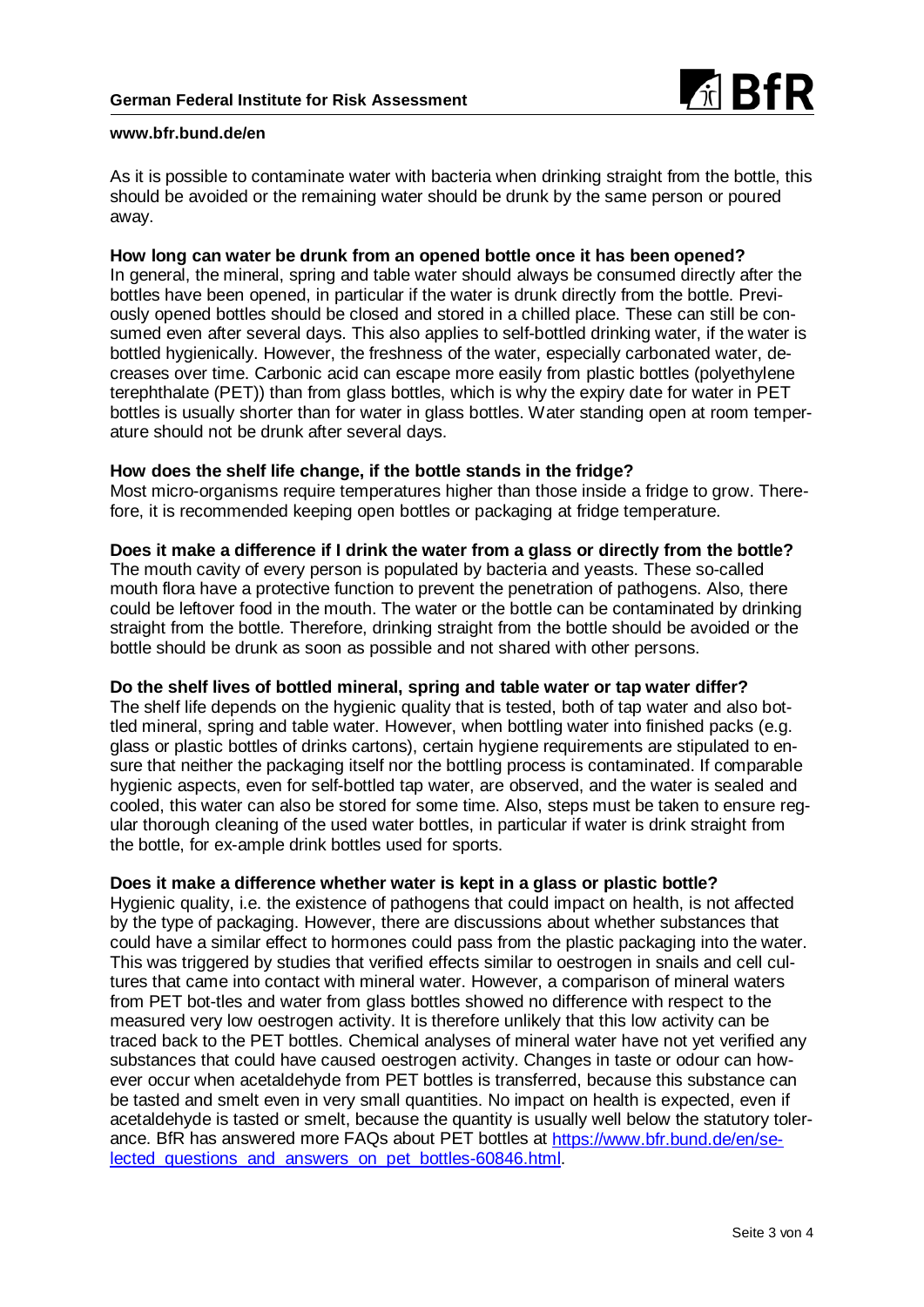As it is possible to contaminate water with bacteria when drinking straight from the bottle, this should be avoided or the remaining water should be drunk by the same person or poured away.

**How long can water be drunk from an opened bottle once it has been opened?**

In general, the mineral, spring and table water should always be consumed directly after the bottles have been opened, in particular if the water is drunk directly from the bottle. Previously opened bottles should be closed and stored in a chilled place. These can still be consumed even after several days. This also applies to self-bottled drinking water, if the water is bottled hygienically. However, the freshness of the water, especially carbonated water, decreases over time. Carbonic acid can escape more easily from plastic bottles (polyethylene terephthalate (PET)) than from glass bottles, which is why the expiry date for water in PET bottles is usually shorter than for water in glass bottles. Water standing open at room temperature should not be drunk after several days.

**How does the shelf life change, if the bottle stands in the fridge?**

Most micro-organisms require temperatures higher than those inside a fridge to grow. Therefore, it is recommended keeping open bottles or packaging at fridge temperature.

**Does it make a difference if I drink the water from a glass or directly from the bottle?**

The mouth cavity of every person is populated by bacteria and yeasts. These so-called mouth flora have a protective function to prevent the penetration of pathogens. Also, there could be leftover food in the mouth. The water or the bottle can be contaminated by drinking straight from the bottle. Therefore, drinking straight from the bottle should be avoided or the bottle should be drunk as soon as possible and not shared with other persons.

**Do the shelf lives of bottled mineral, spring and table water or tap water differ?**

The shelf life depends on the hygienic quality that is tested, both of tap water and also bottled mineral, spring and table water. However, when bottling water into finished packs (e.g. glass or plastic bottles of drinks cartons), certain hygiene requirements are stipulated to ensure that neither the packaging itself nor the bottling process is contaminated. If comparable hygienic aspects, even for self-bottled tap water, are observed, and the water is sealed and cooled, this water can also be stored for some time. Also, steps must be taken to ensure regular thorough cleaning of the used water bottles, in particular if water is drink straight from the bottle, for ex-ample drink bottles used for sports.

**Does it make a difference whether water is kept in a glass or plastic bottle?**

Hygienic quality, i.e. the existence of pathogens that could impact on health, is not affected by the type of packaging. However, there are discussions about whether substances that could have a similar effect to hormones could pass from the plastic packaging into the water. This was triggered by studies that verified effects similar to oestrogen in snails and cell cultures that came into contact with mineral water. However, a comparison of mineral waters from PET bot-tles and water from glass bottles showed no difference with respect to the measured very low oestrogen activity. It is therefore unlikely that this low activity can be traced back to the PET bottles. Chemical analyses of mineral water have not yet verified any substances that could have caused oestrogen activity. Changes in taste or odour can however occur when acetaldehyde from PET bottles is transferred, because this substance can be tasted and smelt even in very small quantities. No impact on health is expected, even if acetaldehyde is tasted or smelt, because the quantity is usually well below the statutory tolerance. BfR has answered more FAQs about PET bottles at [https://www.bfr.bund.de/en/selected_questions_and_answers_on_pet_bottles-60846.html](https://www.bfr.bund.de/en/selected_questions_and_answers_on_pet_bottles-60846.html).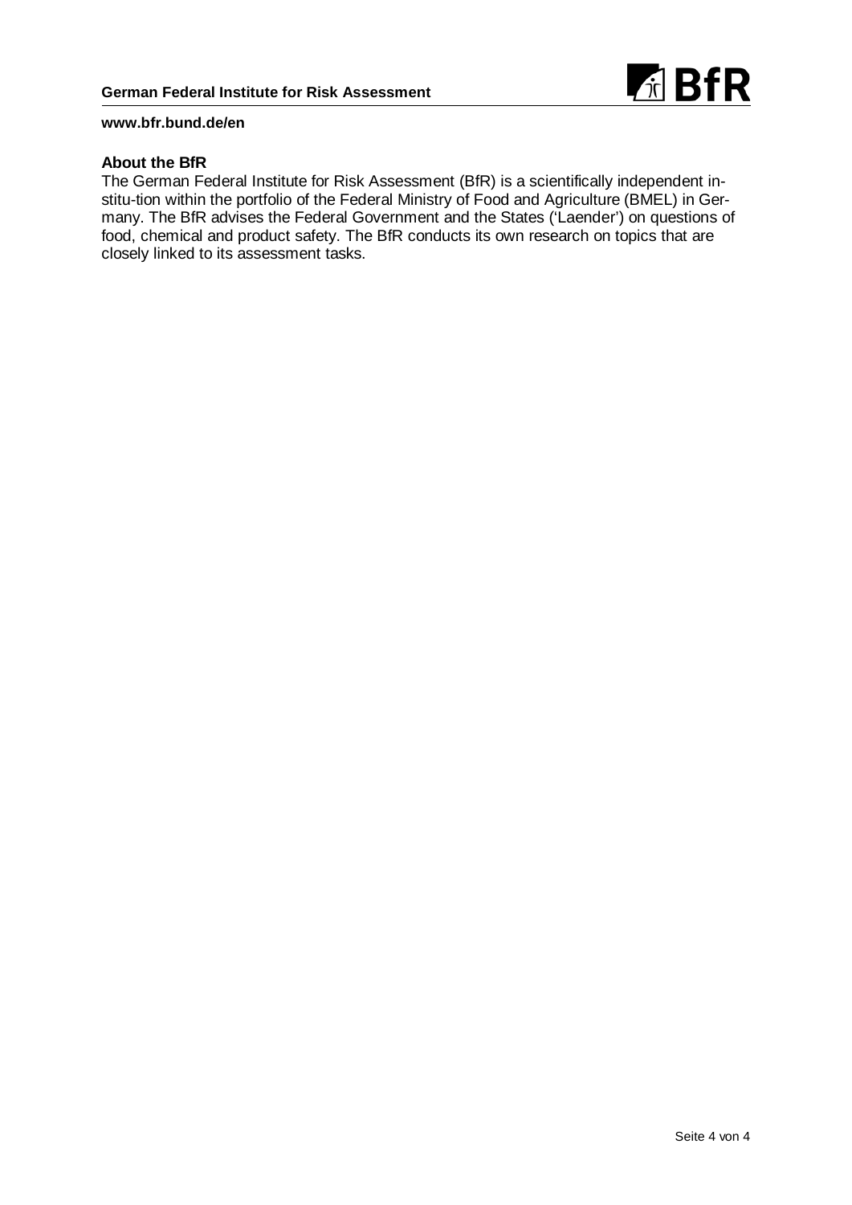**www.bfr.bund.de/en**

**About the BfR**

The German Federal Institute for Risk Assessment (BfR) is a scientifically independent institu-tion within the portfolio of the Federal Ministry of Food and Agriculture (BMEL) in Germany. The BfR advises the Federal Government and the States ('Laender') on questions of food, chemical and product safety. The BfR conducts its own research on topics that are closely linked to its assessment tasks.